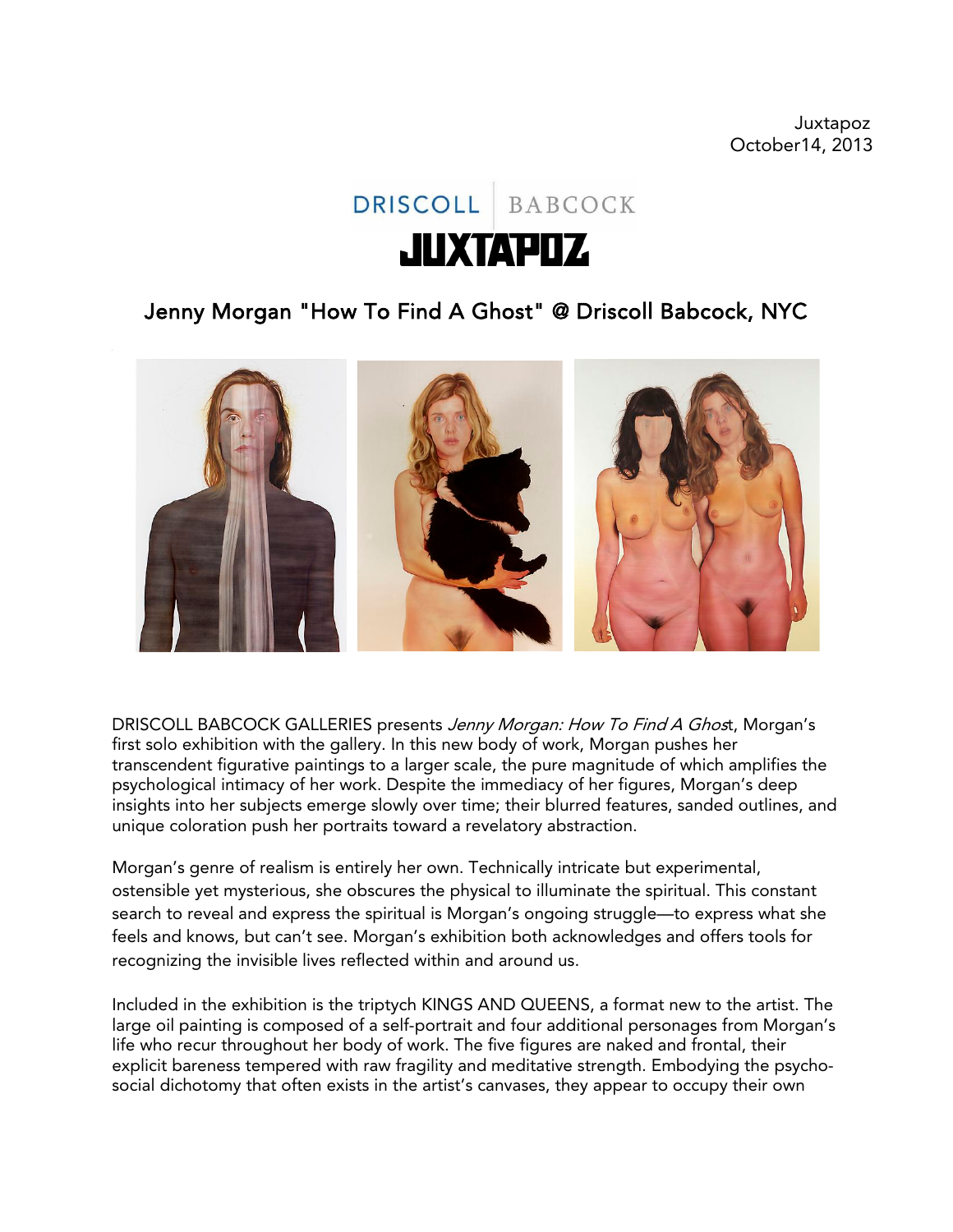Juxtapoz
October14, 2013

DRISCOLL | BABCOCK

JUXTAPOZ

# Jenny Morgan "How To Find A Ghost" @ Driscoll Babcock, NYC

DRISCOLL BABCOCK GALLERIES presents *Jenny Morgan: How To Find A Ghos*t, Morgan's first solo exhibition with the gallery. In this new body of work, Morgan pushes her transcendent figurative paintings to a larger scale, the pure magnitude of which amplifies the psychological intimacy of her work. Despite the immediacy of her figures, Morgan's deep insights into her subjects emerge slowly over time; their blurred features, sanded outlines, and unique coloration push her portraits toward a revelatory abstraction.

Morgan's genre of realism is entirely her own. Technically intricate but experimental, ostensible yet mysterious, she obscures the physical to illuminate the spiritual. This constant search to reveal and express the spiritual is Morgan's ongoing struggle—to express what she feels and knows, but can't see. Morgan's exhibition both acknowledges and offers tools for recognizing the invisible lives reflected within and around us.

Included in the exhibition is the triptych KINGS AND QUEENS, a format new to the artist. The large oil painting is composed of a self-portrait and four additional personages from Morgan's life who recur throughout her body of work. The five figures are naked and frontal, their explicit bareness tempered with raw fragility and meditative strength. Embodying the psycho-social dichotomy that often exists in the artist's canvases, they appear to occupy their own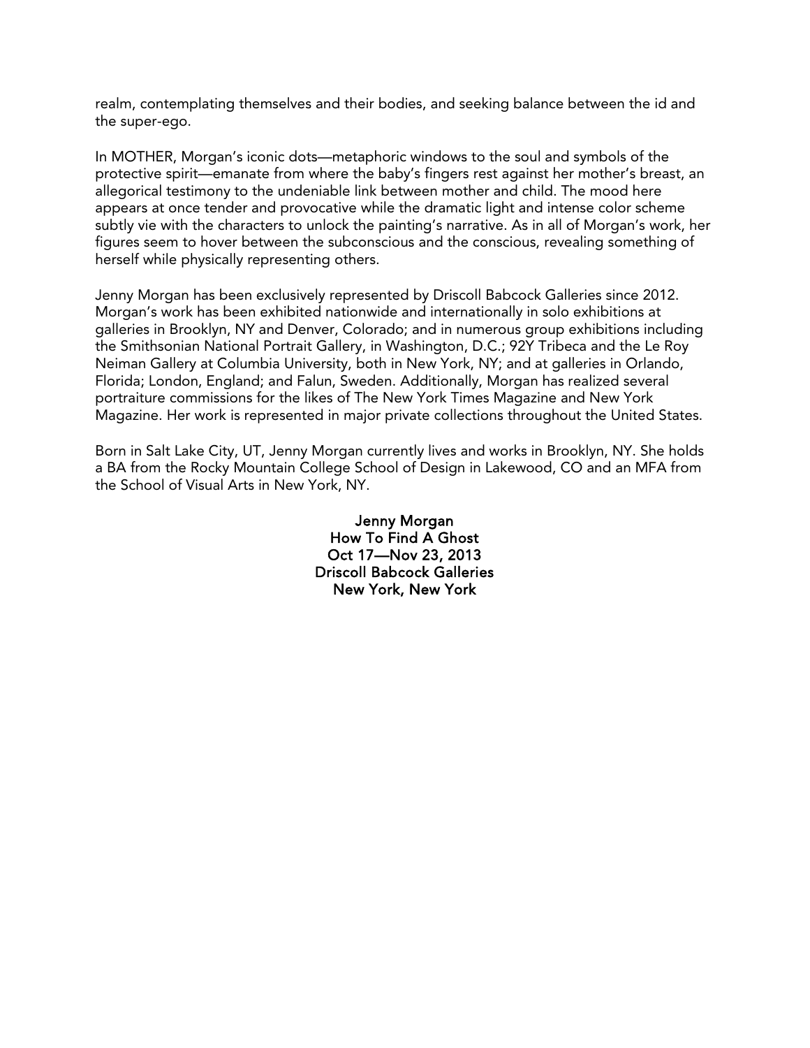realm, contemplating themselves and their bodies, and seeking balance between the id and the super-ego.

In MOTHER, Morgan's iconic dots—metaphoric windows to the soul and symbols of the protective spirit—emanate from where the baby's fingers rest against her mother's breast, an allegorical testimony to the undeniable link between mother and child. The mood here appears at once tender and provocative while the dramatic light and intense color scheme subtly vie with the characters to unlock the painting's narrative. As in all of Morgan's work, her figures seem to hover between the subconscious and the conscious, revealing something of herself while physically representing others.

Jenny Morgan has been exclusively represented by Driscoll Babcock Galleries since 2012. Morgan's work has been exhibited nationwide and internationally in solo exhibitions at galleries in Brooklyn, NY and Denver, Colorado; and in numerous group exhibitions including the Smithsonian National Portrait Gallery, in Washington, D.C.; 92Y Tribeca and the Le Roy Neiman Gallery at Columbia University, both in New York, NY; and at galleries in Orlando, Florida; London, England; and Falun, Sweden. Additionally, Morgan has realized several portraiture commissions for the likes of The New York Times Magazine and New York Magazine. Her work is represented in major private collections throughout the United States.

Born in Salt Lake City, UT, Jenny Morgan currently lives and works in Brooklyn, NY. She holds a BA from the Rocky Mountain College School of Design in Lakewood, CO and an MFA from the School of Visual Arts in New York, NY.

Jenny Morgan
How To Find A Ghost
Oct 17—Nov 23, 2013
Driscoll Babcock Galleries
New York, New York